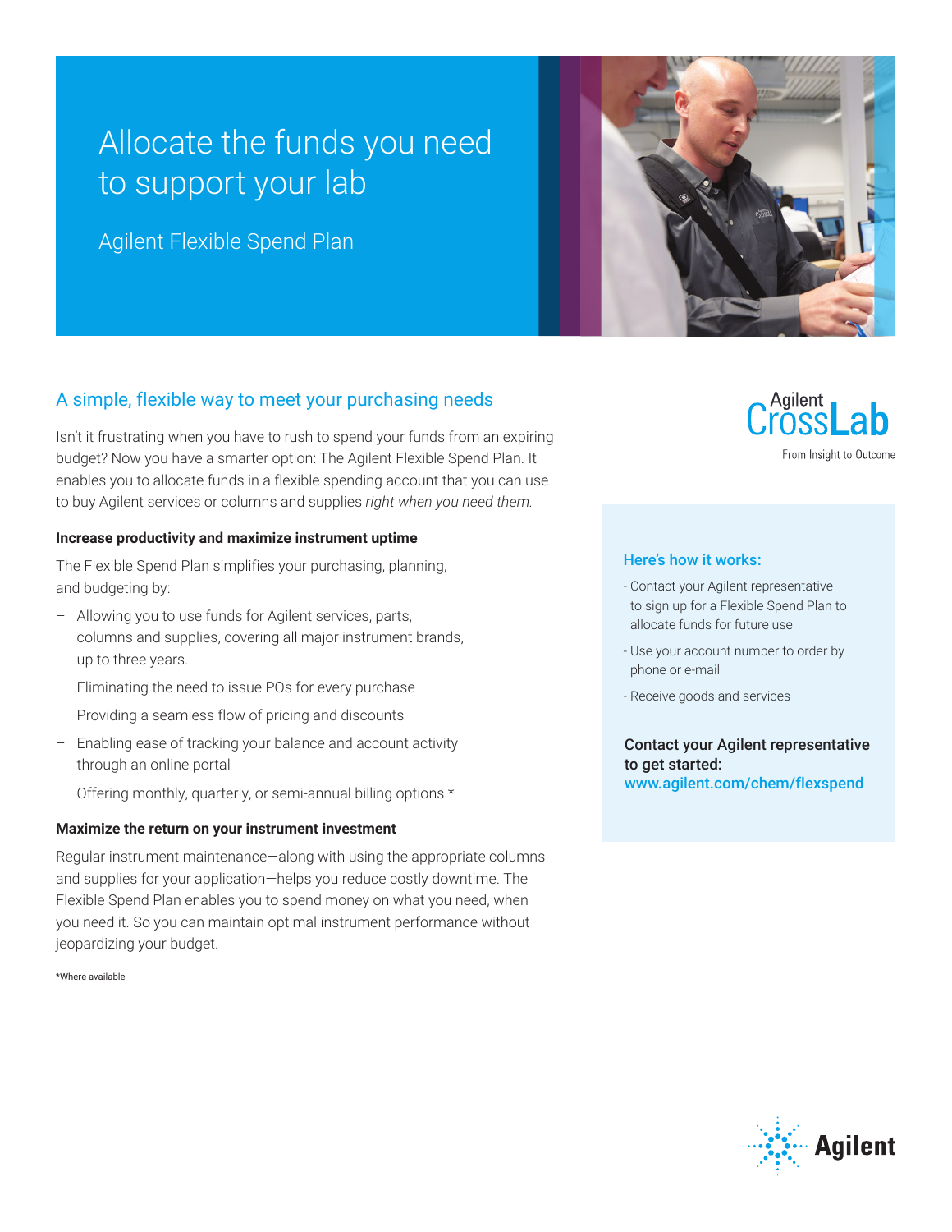# Allocate the funds you need to support your lab

Agilent Flexible Spend Plan

## A simple, flexible way to meet your purchasing needs

Isn't it frustrating when you have to rush to spend your funds from an expiring budget? Now you have a smarter option: The Agilent Flexible Spend Plan. It enables you to allocate funds in a flexible spending account that you can use to buy Agilent services or columns and supplies *right when you need them.*

**Increase productivity and maximize instrument uptime**

The Flexible Spend Plan simplifies your purchasing, planning, and budgeting by:

- Allowing you to use funds for Agilent services, parts, columns and supplies, covering all major instrument brands, up to three years.
- Eliminating the need to issue POs for every purchase
- Providing a seamless flow of pricing and discounts
- Enabling ease of tracking your balance and account activity through an online portal
- Offering monthly, quarterly, or semi-annual billing options *

**Maximize the return on your instrument investment**

Regular instrument maintenance—along with using the appropriate columns and supplies for your application—helps you reduce costly downtime. The Flexible Spend Plan enables you to spend money on what you need, when you need it. So you can maintain optimal instrument performance without jeopardizing your budget.

*Where available

Agilent CrossLab
From Insight to Outcome

### Here's how it works:

- Contact your Agilent representative to sign up for a Flexible Spend Plan to allocate funds for future use
- Use your account number to order by phone or e-mail
- Receive goods and services

**Contact your Agilent representative to get started:**
**www.agilent.com/chem/flexspend**

Agilent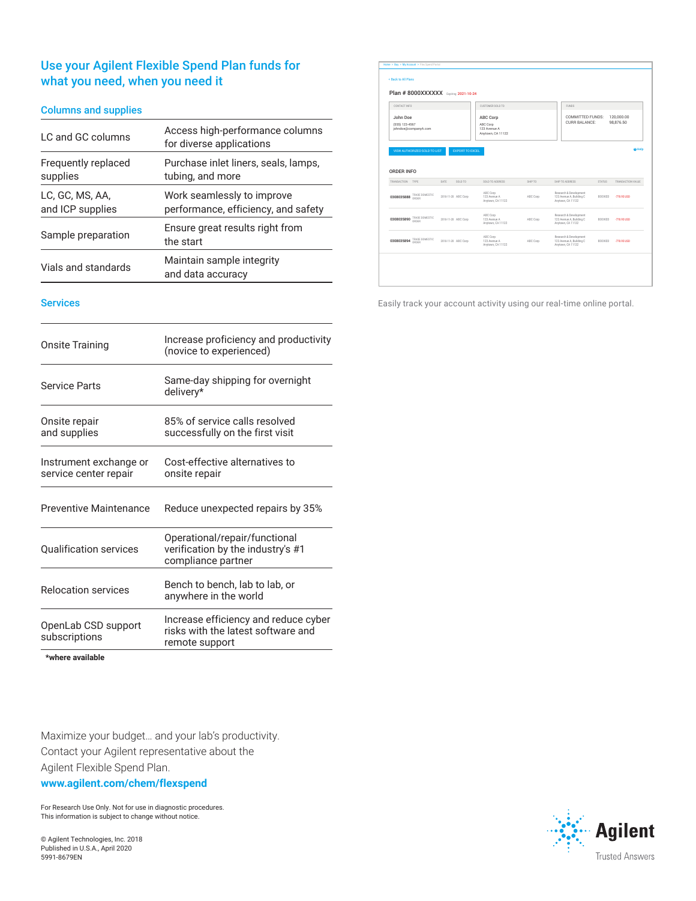## Use your Agilent Flexible Spend Plan funds for what you need, when you need it

### Columns and supplies

| | |
|---|---|
| LC and GC columns | Access high-performance columns for diverse applications |
| Frequently replaced supplies | Purchase inlet liners, seals, lamps, tubing, and more |
| LC, GC, MS, AA, and ICP supplies | Work seamlessly to improve performance, efficiency, and safety |
| Sample preparation | Ensure great results right from the start |
| Vials and standards | Maintain sample integrity and data accuracy |

### Services

| | |
|---|---|
| Onsite Training | Increase proficiency and productivity (novice to experienced) |
| Service Parts | Same-day shipping for overnight delivery* |
| Onsite repair and supplies | 85% of service calls resolved successfully on the first visit |
| Instrument exchange or service center repair | Cost-effective alternatives to onsite repair |
| Preventive Maintenance | Reduce unexpected repairs by 35% |
| Qualification services | Operational/repair/functional verification by the industry's #1 compliance partner |
| Relocation services | Bench to bench, lab to lab, or anywhere in the world |
| OpenLab CSD support subscriptions | Increase efficiency and reduce cyber risks with the latest software and remote support |

**\*where available**

Easily track your account activity using our real-time online portal.

Maximize your budget… and your lab's productivity. Contact your Agilent representative about the Agilent Flexible Spend Plan.

**www.agilent.com/chem/flexspend**

For Research Use Only. Not for use in diagnostic procedures.
This information is subject to change without notice.

© Agilent Technologies, Inc. 2018
Published in U.S.A., April 2020
5991-8679EN

Agilent
Trusted Answers